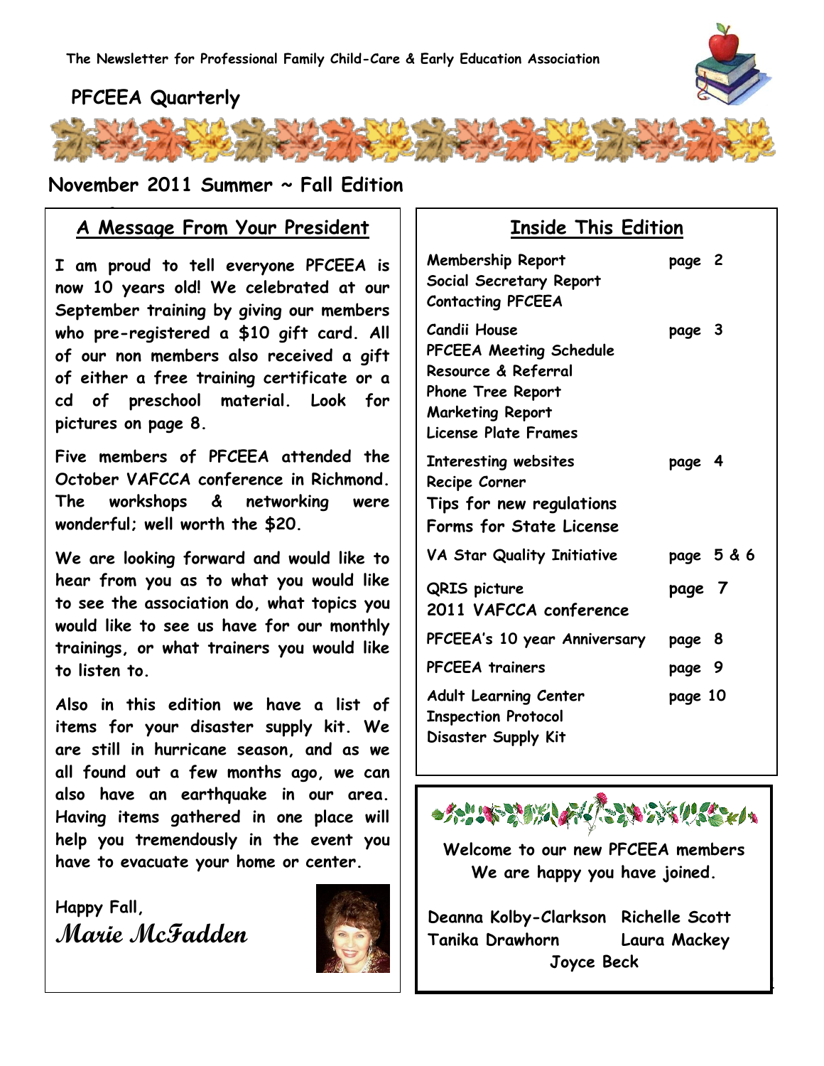The Newsletter for Professional Family Child-Care & Early Education Association

# PFCEEA Quarterly

**November 2011 Summer ~ Fall Edition**

## A Message From Your President

I am proud to tell everyone PFCEEA is now 10 years old! We celebrated at our September training by giving our members who pre-registered a $10 gift card. All of our non members also received a gift of either a free training certificate or a cd of preschool material. Look for pictures on page 8.

Five members of PFCEEA attended the October VAFCCA conference in Richmond. The workshops & networking were wonderful; well worth the $20.

We are looking forward and would like to hear from you as to what you would like to see the association do, what topics you would like to see us have for our monthly trainings, or what trainers you would like to listen to.

Also in this edition we have a list of items for your disaster supply kit. We are still in hurricane season, and as we all found out a few months ago, we can also have an earthquake in our area. Having items gathered in one place will help you tremendously in the event you have to evacuate your home or center.

Happy Fall,

*Marie McFadden*

## Inside This Edition

| | |
|---|---|
| Membership Report<br>Social Secretary Report<br>Contacting PFCEEA | page 2 |
| Candii House<br>PFCEEA Meeting Schedule<br>Resource & Referral<br>Phone Tree Report<br>Marketing Report<br>License Plate Frames | page 3 |
| Interesting websites<br>Recipe Corner<br>Tips for new regulations<br>Forms for State License | page 4 |
| VA Star Quality Initiative | page 5 & 6 |
| QRIS picture<br>2011 VAFCCA conference | page 7 |
| PFCEEA's 10 year Anniversary | page 8 |
| PFCEEA trainers | page 9 |
| Adult Learning Center<br>Inspection Protocol<br>Disaster Supply Kit | page 10 |

Welcome to our new PFCEEA members
We are happy you have joined.

Deanna Kolby-Clarkson
Richelle Scott
Tanika Drawhorn
Laura Mackey
Joyce Beck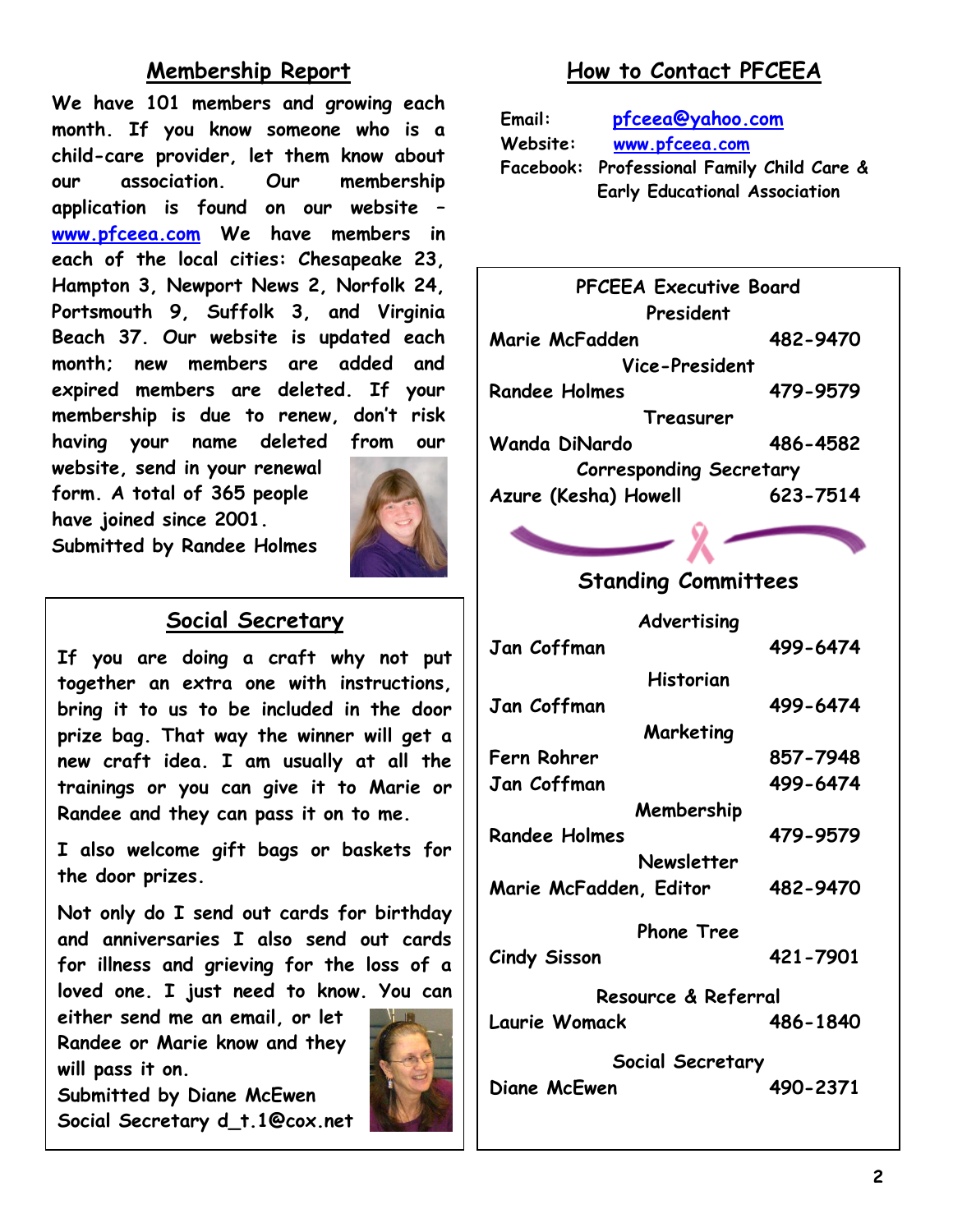## Membership Report

We have 101 members and growing each month. If you know someone who is a child-care provider, let them know about our association. Our membership application is found on our website – www.pfceea.com We have members in each of the local cities: Chesapeake 23, Hampton 3, Newport News 2, Norfolk 24, Portsmouth 9, Suffolk 3, and Virginia Beach 37. Our website is updated each month; new members are added and expired members are deleted. If your membership is due to renew, don't risk having your name deleted from our website, send in your renewal form. A total of 365 people have joined since 2001.

Submitted by Randee Holmes

## Social Secretary

If you are doing a craft why not put together an extra one with instructions, bring it to us to be included in the door prize bag. That way the winner will get a new craft idea. I am usually at all the trainings or you can give it to Marie or Randee and they can pass it on to me.

I also welcome gift bags or baskets for the door prizes.

Not only do I send out cards for birthday and anniversaries I also send out cards for illness and grieving for the loss of a loved one. I just need to know. You can either send me an email, or let Randee or Marie know and they will pass it on.

Submitted by Diane McEwen
Social Secretary d_t.1@cox.net

## How to Contact PFCEEA

Email: pfceea@yahoo.com
Website: www.pfceea.com
Facebook: Professional Family Child Care & Early Educational Association

### PFCEEA Executive Board

**President**
Marie McFadden 482-9470

**Vice-President**
Randee Holmes 479-9579

**Treasurer**
Wanda DiNardo 486-4582

**Corresponding Secretary**
Azure (Kesha) Howell 623-7514

### Standing Committees

**Advertising**
Jan Coffman 499-6474

**Historian**
Jan Coffman 499-6474

**Marketing**
Fern Rohrer 857-7948
Jan Coffman 499-6474

**Membership**
Randee Holmes 479-9579

**Newsletter**
Marie McFadden, Editor 482-9470

**Phone Tree**
Cindy Sisson 421-7901

**Resource & Referral**
Laurie Womack 486-1840

**Social Secretary**
Diane McEwen 490-2371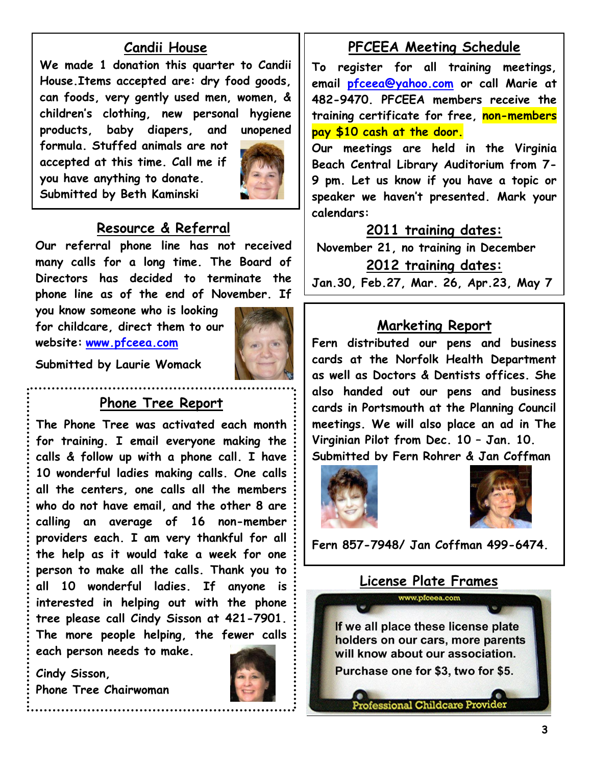## Candii House

We made 1 donation this quarter to Candii House. Items accepted are: dry food goods, can foods, very gently used men, women, & children's clothing, new personal hygiene products, baby diapers, and unopened formula. Stuffed animals are not accepted at this time. Call me if you have anything to donate.
Submitted by Beth Kaminski

## Resource & Referral

Our referral phone line has not received many calls for a long time. The Board of Directors has decided to terminate the phone line as of the end of November. If you know someone who is looking for childcare, direct them to our website: www.pfceea.com

Submitted by Laurie Womack

## Phone Tree Report

The Phone Tree was activated each month for training. I email everyone making the calls & follow up with a phone call. I have 10 wonderful ladies making calls. One calls all the centers, one calls all the members who do not have email, and the other 8 are calling an average of 16 non-member providers each. I am very thankful for all the help as it would take a week for one person to make all the calls. Thank you to all 10 wonderful ladies. If anyone is interested in helping out with the phone tree please call Cindy Sisson at 421-7901. The more people helping, the fewer calls each person needs to make.

Cindy Sisson,
Phone Tree Chairwoman

## PFCEEA Meeting Schedule

To register for all training meetings, email pfceea@yahoo.com or call Marie at 482-9470. PFCEEA members receive the training certificate for free, non-members pay $10 cash at the door.
Our meetings are held in the Virginia Beach Central Library Auditorium from 7-9 pm. Let us know if you have a topic or speaker we haven't presented. Mark your calendars:

### 2011 training dates:

November 21, no training in December

### 2012 training dates:

Jan.30, Feb.27, Mar. 26, Apr.23, May 7

## Marketing Report

Fern distributed our pens and business cards at the Norfolk Health Department as well as Doctors & Dentists offices. She also handed out our pens and business cards in Portsmouth at the Planning Council meetings. We will also place an ad in The Virginian Pilot from Dec. 10 – Jan. 10.
Submitted by Fern Rohrer & Jan Coffman

Fern 857-7948/ Jan Coffman 499-6474.

## License Plate Frames

www.pfceea.com

If we all place these license plate holders on our cars, more parents will know about our association.

Purchase one for $3, two for $5.

Professional Childcare Provider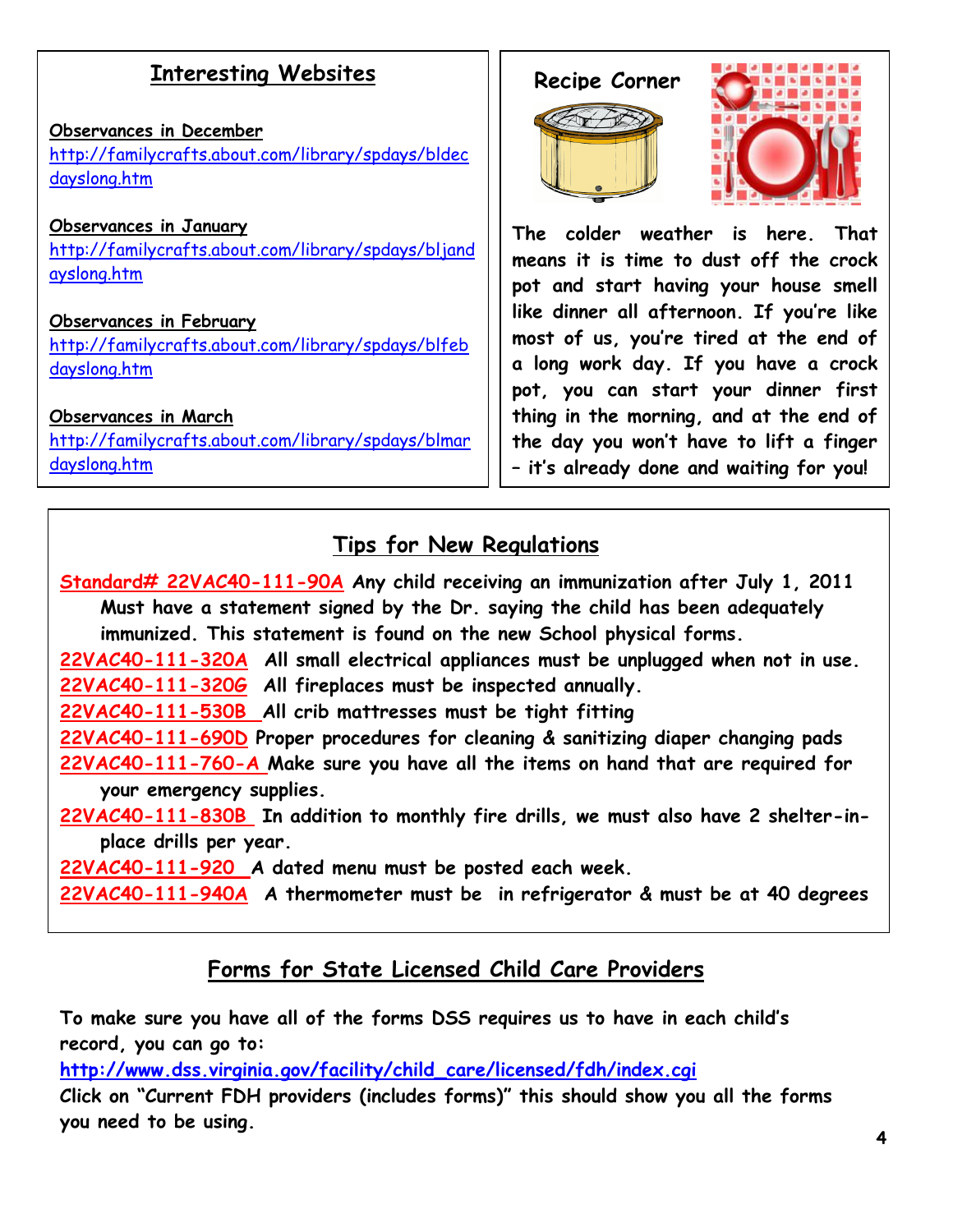## Interesting Websites

**Observances in December**
http://familycrafts.about.com/library/spdays/bldecdayslong.htm

**Observances in January**
http://familycrafts.about.com/library/spdays/bljandayslong.htm

**Observances in February**
http://familycrafts.about.com/library/spdays/blfebdayslong.htm

**Observances in March**
http://familycrafts.about.com/library/spdays/blmardayslong.htm

## Recipe Corner

**The colder weather is here. That means it is time to dust off the crock pot and start having your house smell like dinner all afternoon. If you're like most of us, you're tired at the end of a long work day. If you have a crock pot, you can start your dinner first thing in the morning, and at the end of the day you won't have to lift a finger – it's already done and waiting for you!**

## Tips for New Regulations

**Standard# 22VAC40-111-90A** Any child receiving an immunization after July 1, 2011 Must have a statement signed by the Dr. saying the child has been adequately immunized. This statement is found on the new School physical forms.

**22VAC40-111-320A** All small electrical appliances must be unplugged when not in use.

**22VAC40-111-320G** All fireplaces must be inspected annually.

**22VAC40-111-530B** All crib mattresses must be tight fitting

**22VAC40-111-690D** Proper procedures for cleaning & sanitizing diaper changing pads

**22VAC40-111-760-A** Make sure you have all the items on hand that are required for your emergency supplies.

**22VAC40-111-830B** In addition to monthly fire drills, we must also have 2 shelter-in-place drills per year.

**22VAC40-111-920** A dated menu must be posted each week.

**22VAC40-111-940A** A thermometer must be in refrigerator & must be at 40 degrees

## Forms for State Licensed Child Care Providers

**To make sure you have all of the forms DSS requires us to have in each child's record, you can go to:**

**http://www.dss.virginia.gov/facility/child_care/licensed/fdh/index.cgi**

**Click on "Current FDH providers (includes forms)" this should show you all the forms you need to be using.**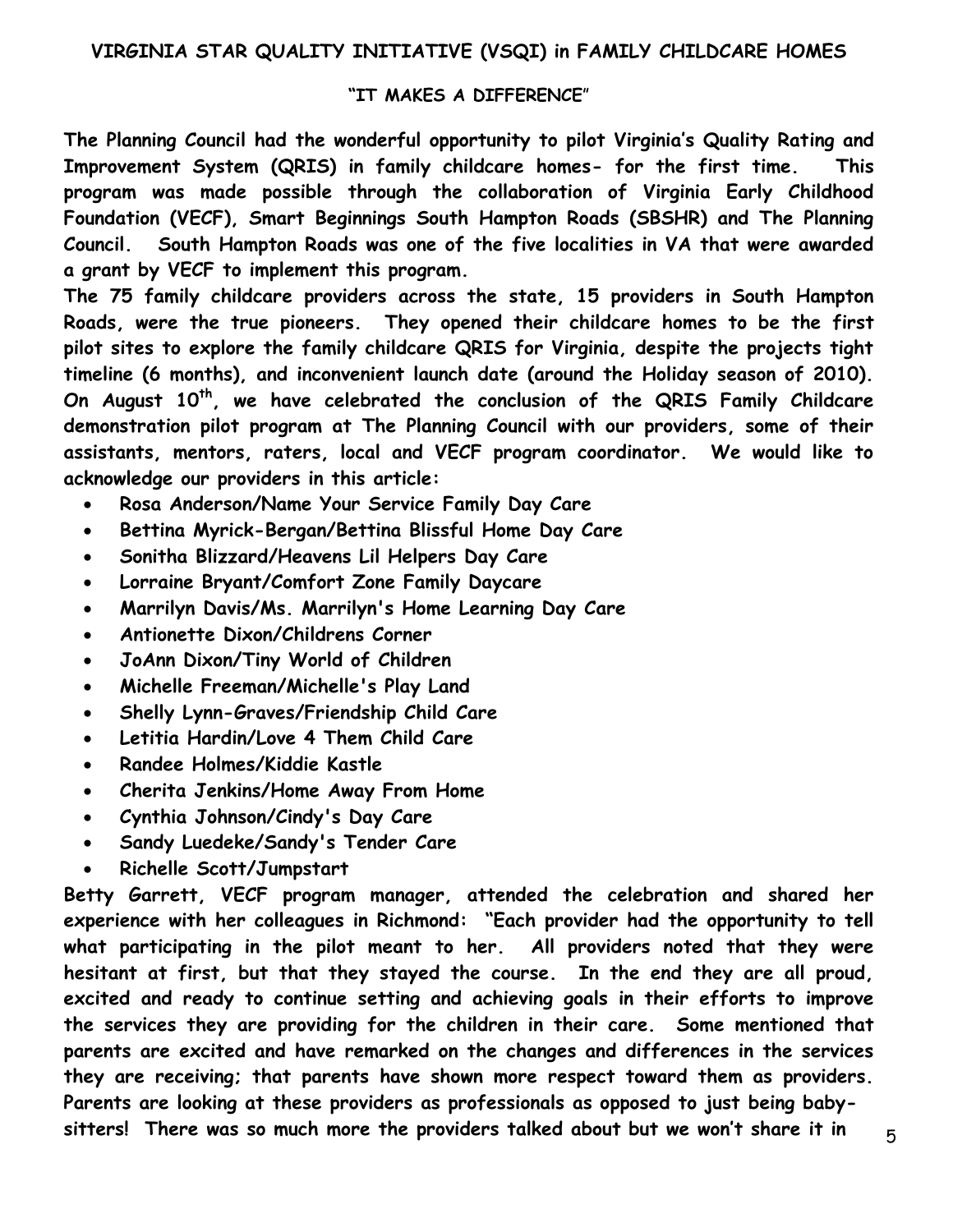# VIRGINIA STAR QUALITY INITIATIVE (VSQI) in FAMILY CHILDCARE HOMES

## "IT MAKES A DIFFERENCE"

**The Planning Council had the wonderful opportunity to pilot Virginia's Quality Rating and Improvement System (QRIS) in family childcare homes- for the first time. This program was made possible through the collaboration of Virginia Early Childhood Foundation (VECF), Smart Beginnings South Hampton Roads (SBSHR) and The Planning Council. South Hampton Roads was one of the five localities in VA that were awarded a grant by VECF to implement this program.**

**The 75 family childcare providers across the state, 15 providers in South Hampton Roads, were the true pioneers. They opened their childcare homes to be the first pilot sites to explore the family childcare QRIS for Virginia, despite the projects tight timeline (6 months), and inconvenient launch date (around the Holiday season of 2010). On August 10th, we have celebrated the conclusion of the QRIS Family Childcare demonstration pilot program at The Planning Council with our providers, some of their assistants, mentors, raters, local and VECF program coordinator. We would like to acknowledge our providers in this article:**

- **Rosa Anderson/Name Your Service Family Day Care**
- **Bettina Myrick-Bergan/Bettina Blissful Home Day Care**
- **Sonitha Blizzard/Heavens Lil Helpers Day Care**
- **Lorraine Bryant/Comfort Zone Family Daycare**
- **Marrilyn Davis/Ms. Marrilyn's Home Learning Day Care**
- **Antionette Dixon/Childrens Corner**
- **JoAnn Dixon/Tiny World of Children**
- **Michelle Freeman/Michelle's Play Land**
- **Shelly Lynn-Graves/Friendship Child Care**
- **Letitia Hardin/Love 4 Them Child Care**
- **Randee Holmes/Kiddie Kastle**
- **Cherita Jenkins/Home Away From Home**
- **Cynthia Johnson/Cindy's Day Care**
- **Sandy Luedeke/Sandy's Tender Care**
- **Richelle Scott/Jumpstart**

**Betty Garrett, VECF program manager, attended the celebration and shared her experience with her colleagues in Richmond: "Each provider had the opportunity to tell what participating in the pilot meant to her. All providers noted that they were hesitant at first, but that they stayed the course. In the end they are all proud, excited and ready to continue setting and achieving goals in their efforts to improve the services they are providing for the children in their care. Some mentioned that parents are excited and have remarked on the changes and differences in the services they are receiving; that parents have shown more respect toward them as providers. Parents are looking at these providers as professionals as opposed to just being baby-sitters! There was so much more the providers talked about but we won't share it in**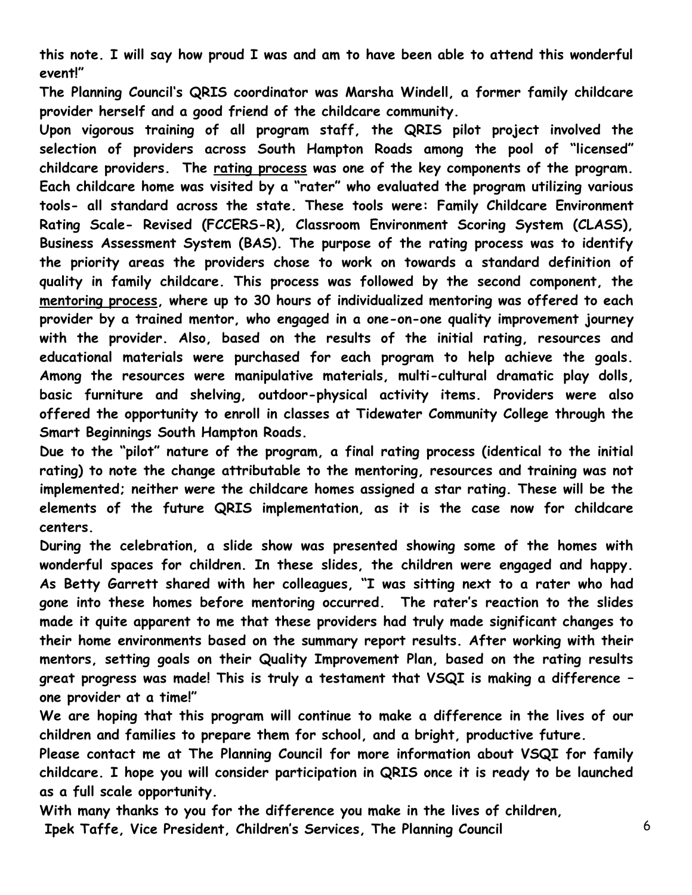**this note. I will say how proud I was and am to have been able to attend this wonderful event!"**

**The Planning Council's QRIS coordinator was Marsha Windell, a former family childcare provider herself and a good friend of the childcare community.**

**Upon vigorous training of all program staff, the QRIS pilot project involved the selection of providers across South Hampton Roads among the pool of "licensed" childcare providers. The <u>rating process</u> was one of the key components of the program. Each childcare home was visited by a "rater" who evaluated the program utilizing various tools- all standard across the state. These tools were: Family Childcare Environment Rating Scale- Revised (FCCERS-R), Classroom Environment Scoring System (CLASS), Business Assessment System (BAS). The purpose of the rating process was to identify the priority areas the providers chose to work on towards a standard definition of quality in family childcare. This process was followed by the second component, the <u>mentoring process</u>, where up to 30 hours of individualized mentoring was offered to each provider by a trained mentor, who engaged in a one-on-one quality improvement journey with the provider. Also, based on the results of the initial rating, resources and educational materials were purchased for each program to help achieve the goals. Among the resources were manipulative materials, multi-cultural dramatic play dolls, basic furniture and shelving, outdoor-physical activity items. Providers were also offered the opportunity to enroll in classes at Tidewater Community College through the Smart Beginnings South Hampton Roads.**

**Due to the "pilot" nature of the program, a final rating process (identical to the initial rating) to note the change attributable to the mentoring, resources and training was not implemented; neither were the childcare homes assigned a star rating. These will be the elements of the future QRIS implementation, as it is the case now for childcare centers.**

**During the celebration, a slide show was presented showing some of the homes with wonderful spaces for children. In these slides, the children were engaged and happy. As Betty Garrett shared with her colleagues, "I was sitting next to a rater who had gone into these homes before mentoring occurred. The rater's reaction to the slides made it quite apparent to me that these providers had truly made significant changes to their home environments based on the summary report results. After working with their mentors, setting goals on their Quality Improvement Plan, based on the rating results great progress was made! This is truly a testament that VSQI is making a difference – one provider at a time!"**

**We are hoping that this program will continue to make a difference in the lives of our children and families to prepare them for school, and a bright, productive future.**

**Please contact me at The Planning Council for more information about VSQI for family childcare. I hope you will consider participation in QRIS once it is ready to be launched as a full scale opportunity.**

**With many thanks to you for the difference you make in the lives of children,**

**Ipek Taffe, Vice President, Children's Services, The Planning Council**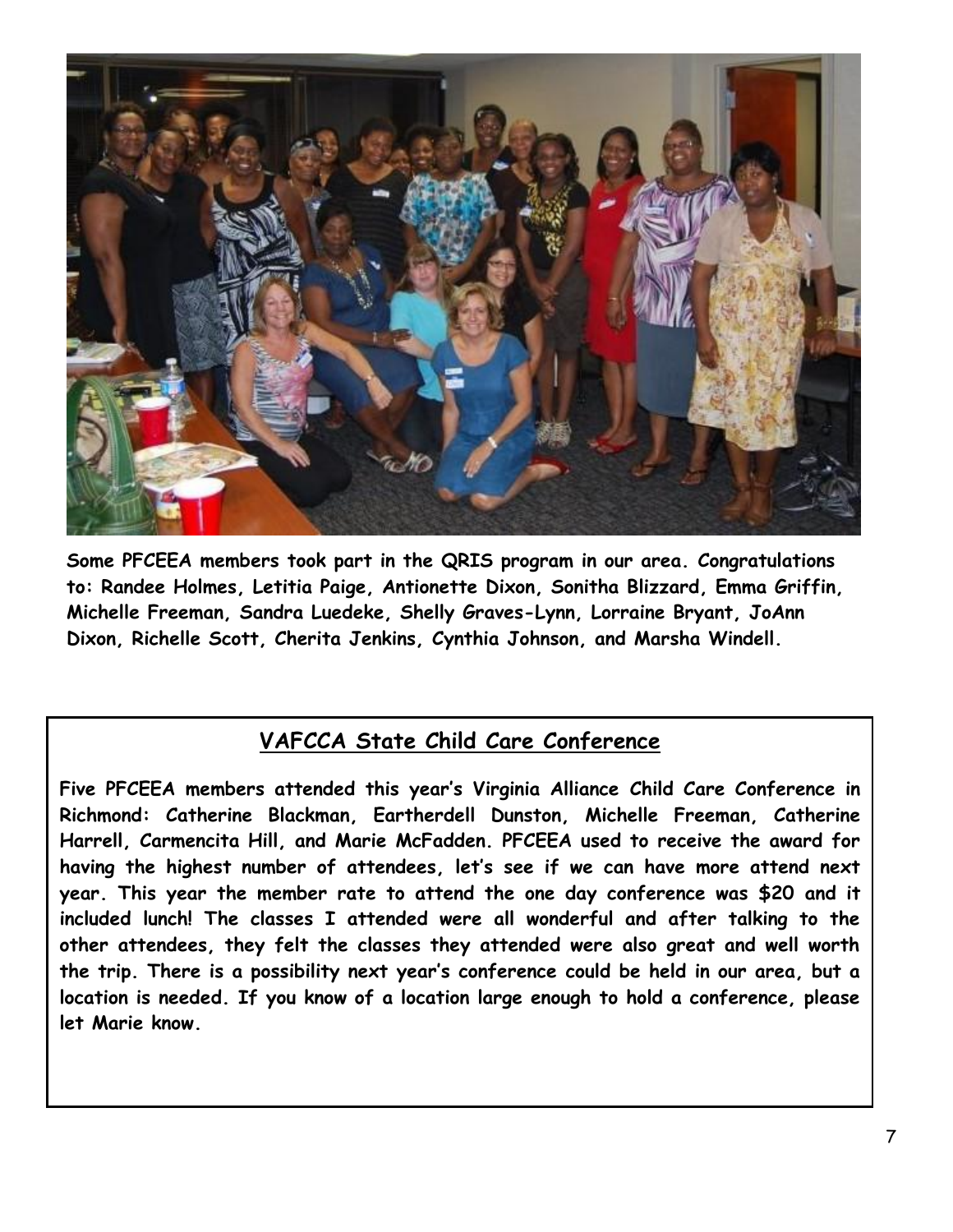**Some PFCEEA members took part in the QRIS program in our area. Congratulations to: Randee Holmes, Letitia Paige, Antionette Dixon, Sonitha Blizzard, Emma Griffin, Michelle Freeman, Sandra Luedeke, Shelly Graves-Lynn, Lorraine Bryant, JoAnn Dixon, Richelle Scott, Cherita Jenkins, Cynthia Johnson, and Marsha Windell.**

## VAFCCA State Child Care Conference

**Five PFCEEA members attended this year's Virginia Alliance Child Care Conference in Richmond: Catherine Blackman, Eartherdell Dunston, Michelle Freeman, Catherine Harrell, Carmencita Hill, and Marie McFadden. PFCEEA used to receive the award for having the highest number of attendees, let's see if we can have more attend next year. This year the member rate to attend the one day conference was $20 and it included lunch! The classes I attended were all wonderful and after talking to the other attendees, they felt the classes they attended were also great and well worth the trip. There is a possibility next year's conference could be held in our area, but a location is needed. If you know of a location large enough to hold a conference, please let Marie know.**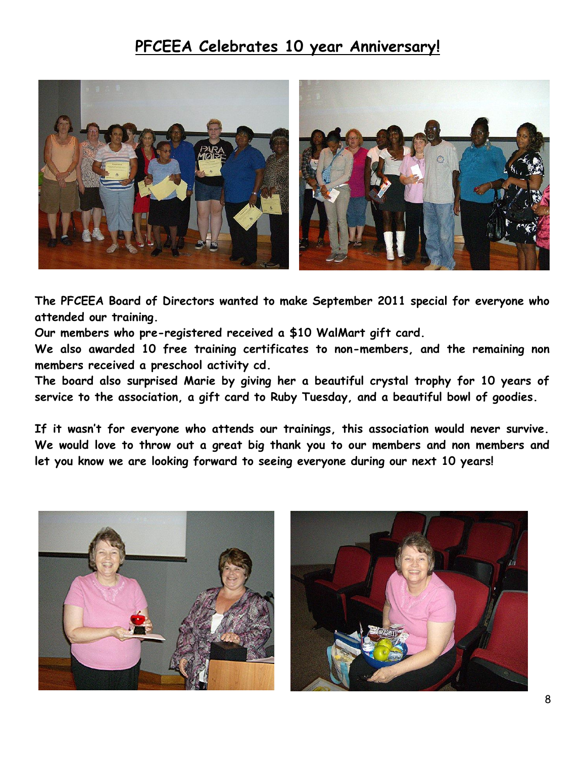# PFCEEA Celebrates 10 year Anniversary!

**The PFCEEA Board of Directors wanted to make September 2011 special for everyone who attended our training.**

**Our members who pre-registered received a $10 WalMart gift card.**

**We also awarded 10 free training certificates to non-members, and the remaining non members received a preschool activity cd.**

**The board also surprised Marie by giving her a beautiful crystal trophy for 10 years of service to the association, a gift card to Ruby Tuesday, and a beautiful bowl of goodies.**

**If it wasn't for everyone who attends our trainings, this association would never survive. We would love to throw out a great big thank you to our members and non members and let you know we are looking forward to seeing everyone during our next 10 years!**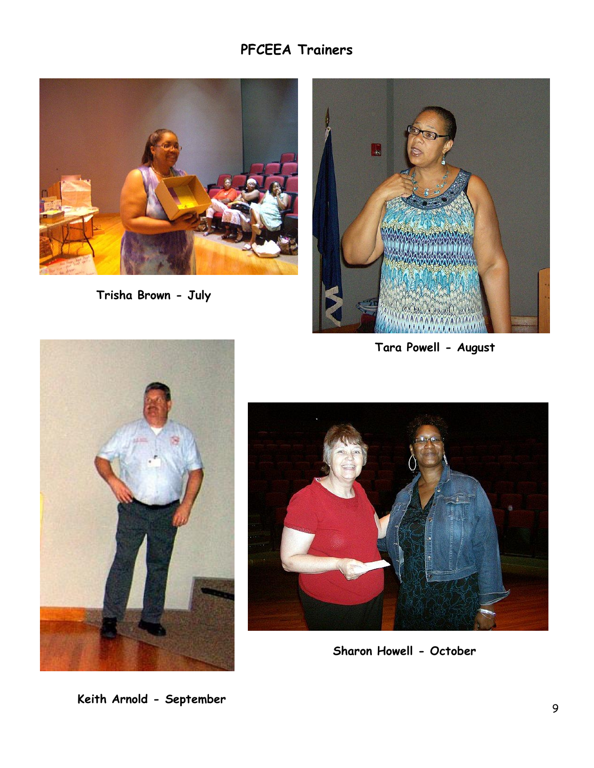## PFCEEA Trainers

Trisha Brown - July

Tara Powell - August

Sharon Howell - October

Keith Arnold - September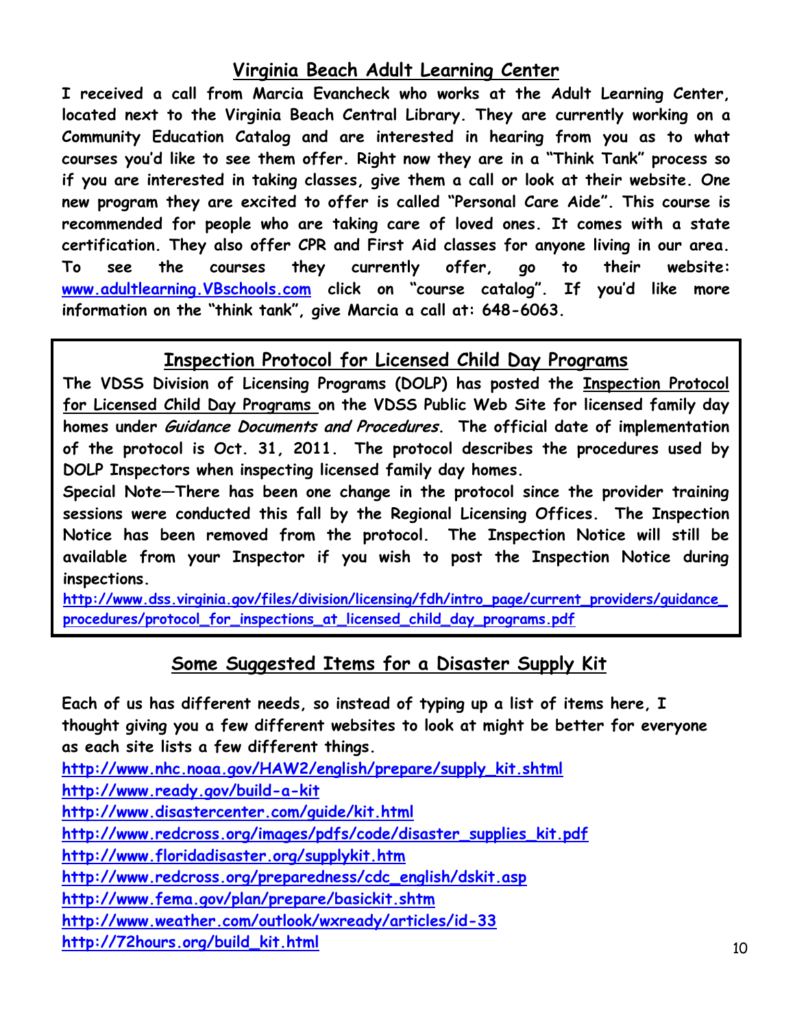## Virginia Beach Adult Learning Center

**I received a call from Marcia Evancheck who works at the Adult Learning Center, located next to the Virginia Beach Central Library. They are currently working on a Community Education Catalog and are interested in hearing from you as to what courses you'd like to see them offer. Right now they are in a "Think Tank" process so if you are interested in taking classes, give them a call or look at their website. One new program they are excited to offer is called "Personal Care Aide". This course is recommended for people who are taking care of loved ones. It comes with a state certification. They also offer CPR and First Aid classes for anyone living in our area. To see the courses they currently offer, go to their website: [www.adultlearning.VBschools.com](www.adultlearning.VBschools.com) click on "course catalog". If you'd like more information on the "think tank", give Marcia a call at: 648-6063.**

## Inspection Protocol for Licensed Child Day Programs

**The VDSS Division of Licensing Programs (DOLP) has posted the Inspection Protocol for Licensed Child Day Programs on the VDSS Public Web Site for licensed family day homes under *Guidance Documents and Procedures*. The official date of implementation of the protocol is Oct. 31, 2011. The protocol describes the procedures used by DOLP Inspectors when inspecting licensed family day homes.**

**Special Note—There has been one change in the protocol since the provider training sessions were conducted this fall by the Regional Licensing Offices. The Inspection Notice has been removed from the protocol. The Inspection Notice will still be available from your Inspector if you wish to post the Inspection Notice during inspections.**

http://www.dss.virginia.gov/files/division/licensing/fdh/intro_page/current_providers/guidance_procedures/protocol_for_inspections_at_licensed_child_day_programs.pdf

## Some Suggested Items for a Disaster Supply Kit

**Each of us has different needs, so instead of typing up a list of items here, I thought giving you a few different websites to look at might be better for everyone as each site lists a few different things.**

http://www.nhc.noaa.gov/HAW2/english/prepare/supply_kit.shtml

http://www.ready.gov/build-a-kit

http://www.disastercenter.com/guide/kit.html

http://www.redcross.org/images/pdfs/code/disaster_supplies_kit.pdf

http://www.floridadisaster.org/supplykit.htm

http://www.redcross.org/preparedness/cdc_english/dskit.asp

http://www.fema.gov/plan/prepare/basickit.shtm

http://www.weather.com/outlook/wxready/articles/id-33

http://72hours.org/build_kit.html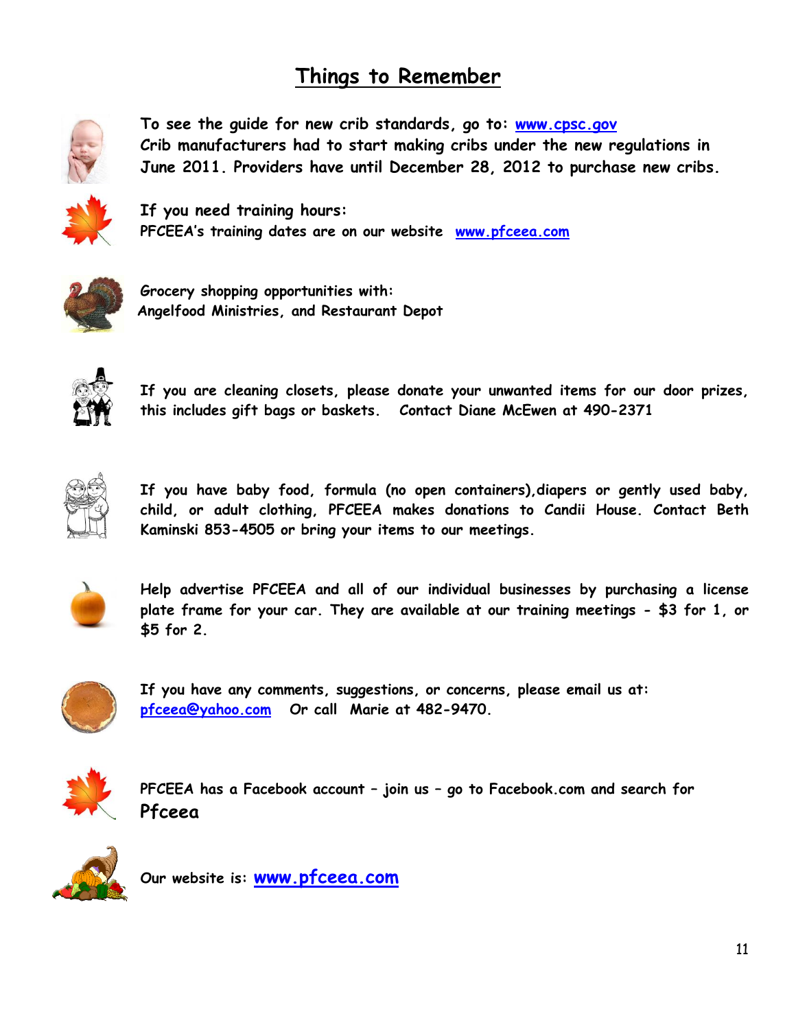# Things to Remember

**To see the guide for new crib standards, go to: www.cpsc.gov**
**Crib manufacturers had to start making cribs under the new regulations in June 2011. Providers have until December 28, 2012 to purchase new cribs.**

**If you need training hours:**
PFCEEA's training dates are on our website www.pfceea.com

Grocery shopping opportunities with:
Angelfood Ministries, and Restaurant Depot

If you are cleaning closets, please donate your unwanted items for our door prizes, this includes gift bags or baskets. Contact Diane McEwen at 490-2371

If you have baby food, formula (no open containers),diapers or gently used baby, child, or adult clothing, PFCEEA makes donations to Candii House. Contact Beth Kaminski 853-4505 or bring your items to our meetings.

Help advertise PFCEEA and all of our individual businesses by purchasing a license plate frame for your car. They are available at our training meetings - $3 for 1, or $5 for 2.

If you have any comments, suggestions, or concerns, please email us at: pfceea@yahoo.com Or call Marie at 482-9470.

PFCEEA has a Facebook account – join us – go to Facebook.com and search for Pfceea

Our website is: **www.pfceea.com**